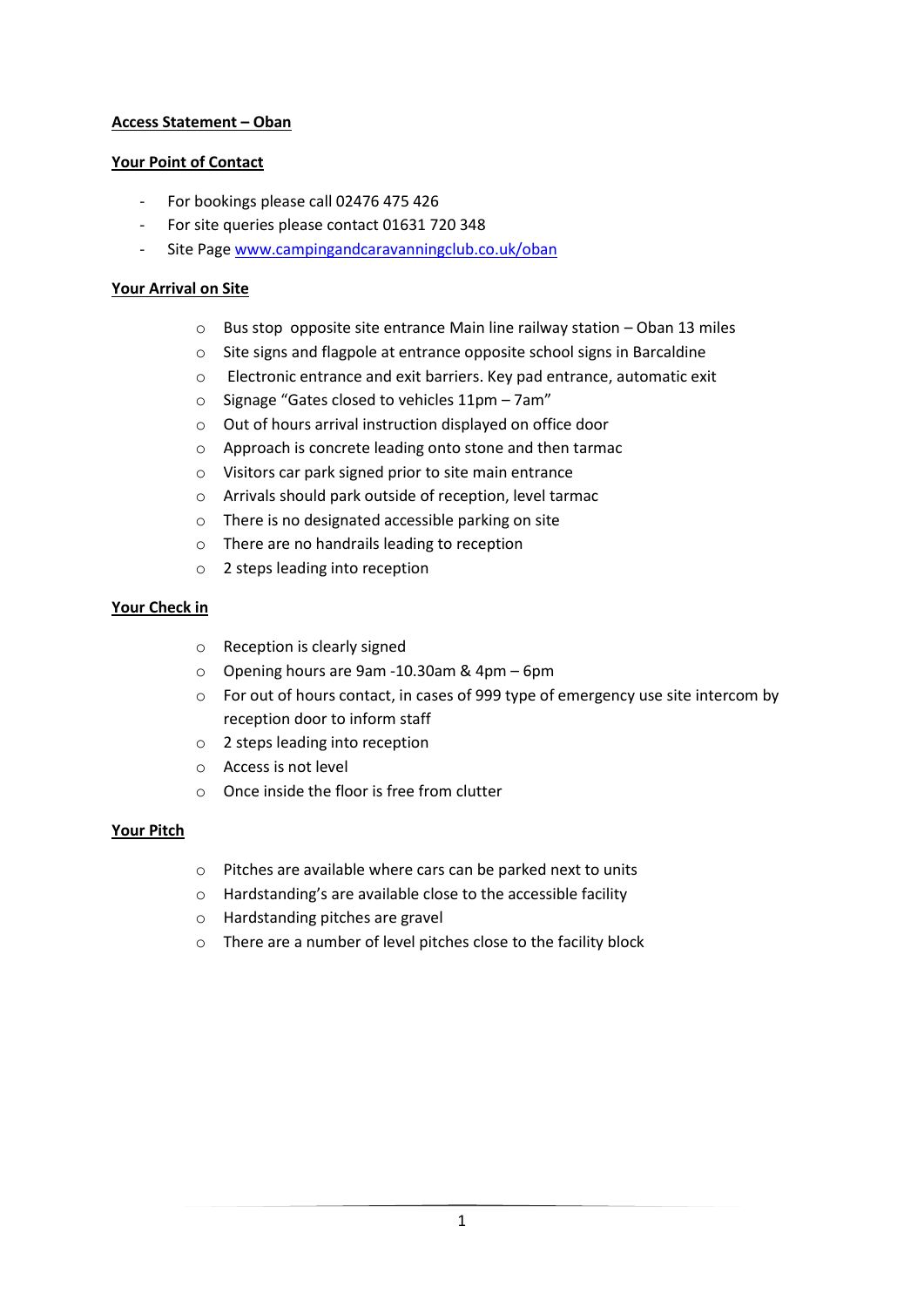**Access Statement – Oban**

**Your Point of Contact**

- For bookings please call 02476 475 426
- For site queries please contact 01631 720 348
- Site Page [www.campingandcaravanningclub.co.uk/oban](www.campingandcaravanningclub.co.uk/oban)

**Your Arrival on Site**

- Bus stop opposite site entrance Main line railway station – Oban 13 miles
- Site signs and flagpole at entrance opposite school signs in Barcaldine
- Electronic entrance and exit barriers. Key pad entrance, automatic exit
- Signage "Gates closed to vehicles 11pm – 7am"
- Out of hours arrival instruction displayed on office door
- Approach is concrete leading onto stone and then tarmac
- Visitors car park signed prior to site main entrance
- Arrivals should park outside of reception, level tarmac
- There is no designated accessible parking on site
- There are no handrails leading to reception
- 2 steps leading into reception

**Your Check in**

- Reception is clearly signed
- Opening hours are 9am -10.30am & 4pm – 6pm
- For out of hours contact, in cases of 999 type of emergency use site intercom by reception door to inform staff
- 2 steps leading into reception
- Access is not level
- Once inside the floor is free from clutter

**Your Pitch**

- Pitches are available where cars can be parked next to units
- Hardstanding's are available close to the accessible facility
- Hardstanding pitches are gravel
- There are a number of level pitches close to the facility block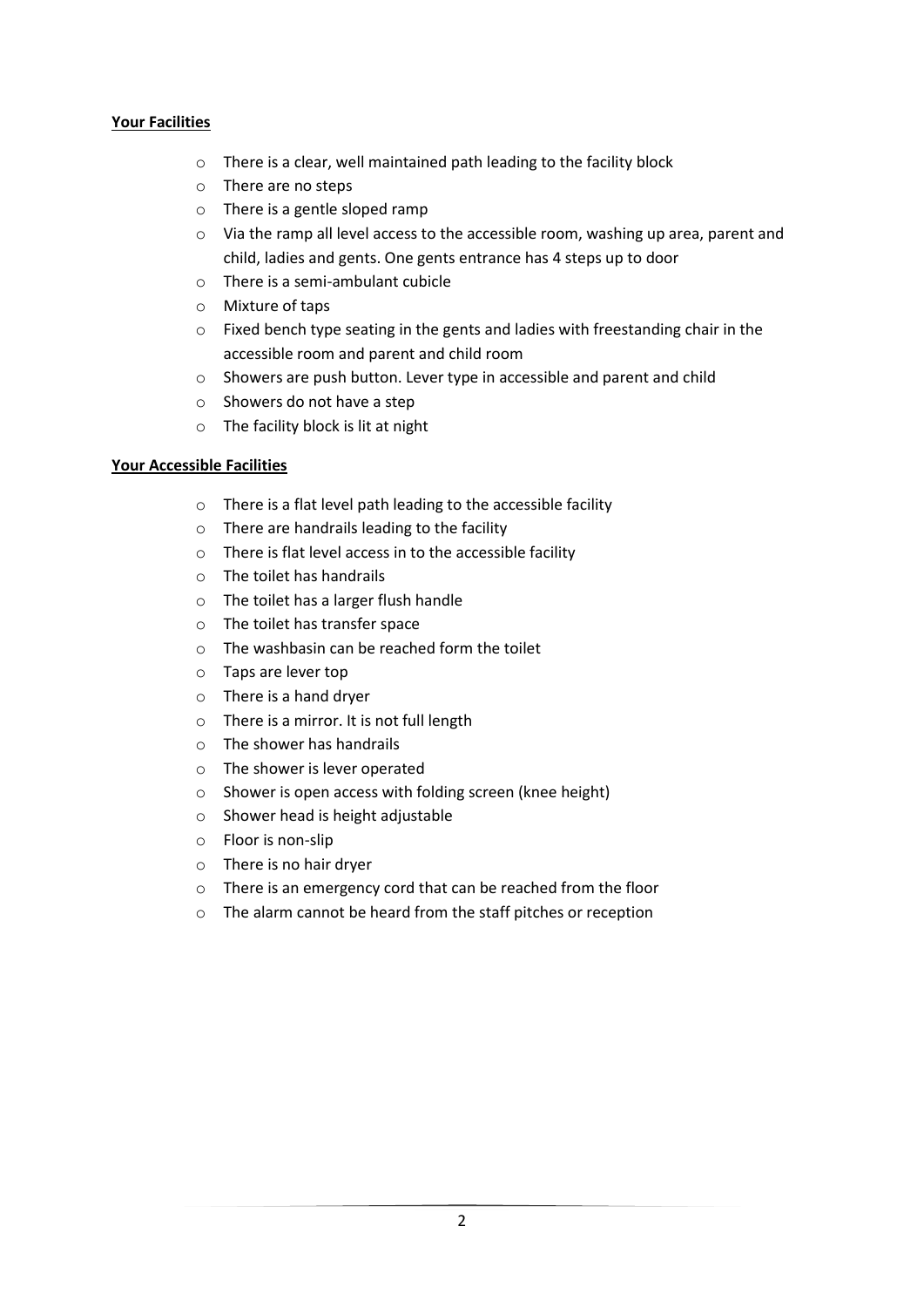**Your Facilities**

- There is a clear, well maintained path leading to the facility block
- There are no steps
- There is a gentle sloped ramp
- Via the ramp all level access to the accessible room, washing up area, parent and child, ladies and gents. One gents entrance has 4 steps up to door
- There is a semi-ambulant cubicle
- Mixture of taps
- Fixed bench type seating in the gents and ladies with freestanding chair in the accessible room and parent and child room
- Showers are push button. Lever type in accessible and parent and child
- Showers do not have a step
- The facility block is lit at night

**Your Accessible Facilities**

- There is a flat level path leading to the accessible facility
- There are handrails leading to the facility
- There is flat level access in to the accessible facility
- The toilet has handrails
- The toilet has a larger flush handle
- The toilet has transfer space
- The washbasin can be reached form the toilet
- Taps are lever top
- There is a hand dryer
- There is a mirror. It is not full length
- The shower has handrails
- The shower is lever operated
- Shower is open access with folding screen (knee height)
- Shower head is height adjustable
- Floor is non-slip
- There is no hair dryer
- There is an emergency cord that can be reached from the floor
- The alarm cannot be heard from the staff pitches or reception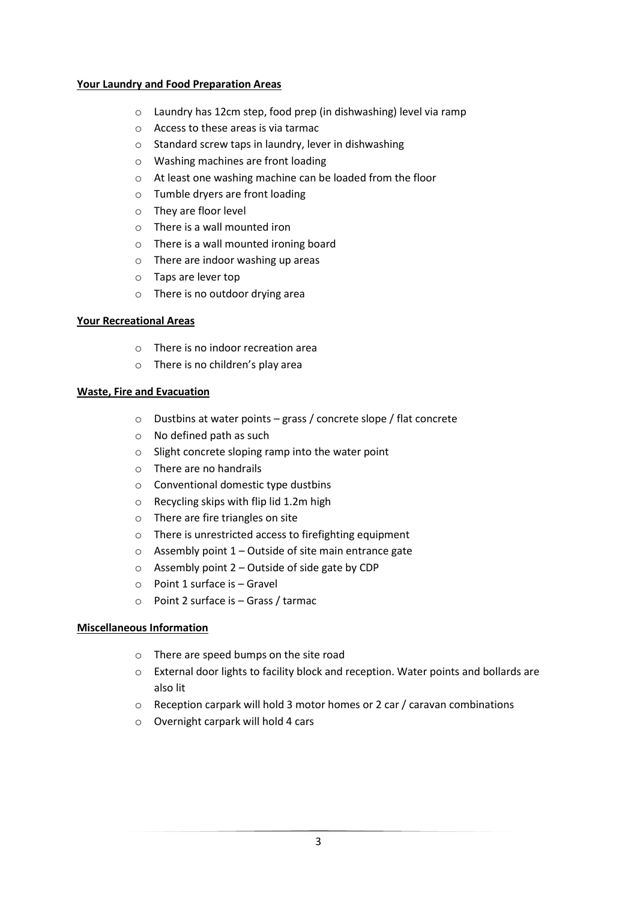**Your Laundry and Food Preparation Areas**

- Laundry has 12cm step, food prep (in dishwashing) level via ramp
- Access to these areas is via tarmac
- Standard screw taps in laundry, lever in dishwashing
- Washing machines are front loading
- At least one washing machine can be loaded from the floor
- Tumble dryers are front loading
- They are floor level
- There is a wall mounted iron
- There is a wall mounted ironing board
- There are indoor washing up areas
- Taps are lever top
- There is no outdoor drying area

**Your Recreational Areas**

- There is no indoor recreation area
- There is no children's play area

**Waste, Fire and Evacuation**

- Dustbins at water points – grass / concrete slope / flat concrete
- No defined path as such
- Slight concrete sloping ramp into the water point
- There are no handrails
- Conventional domestic type dustbins
- Recycling skips with flip lid 1.2m high
- There are fire triangles on site
- There is unrestricted access to firefighting equipment
- Assembly point 1 – Outside of site main entrance gate
- Assembly point 2 – Outside of side gate by CDP
- Point 1 surface is – Gravel
- Point 2 surface is – Grass / tarmac

**Miscellaneous Information**

- There are speed bumps on the site road
- External door lights to facility block and reception. Water points and bollards are also lit
- Reception carpark will hold 3 motor homes or 2 car / caravan combinations
- Overnight carpark will hold 4 cars